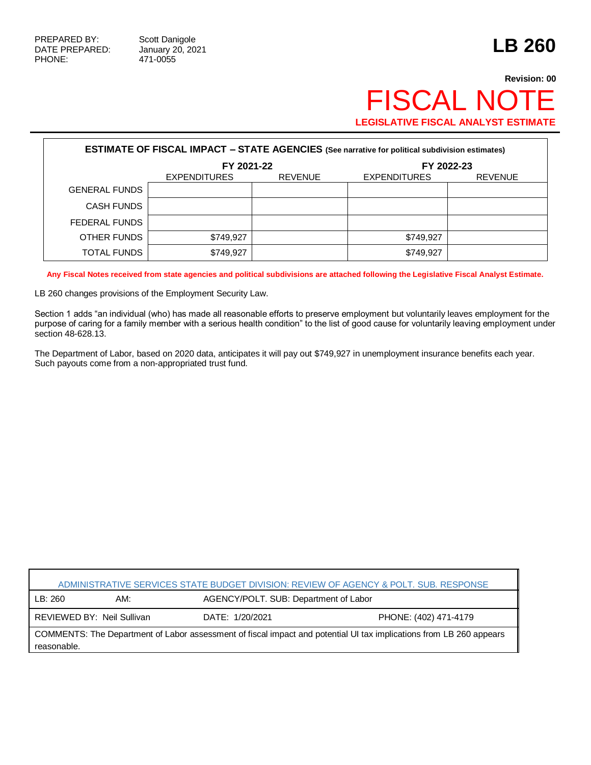PREPARED BY: Scott Danigole
DATE PREPARED: January 20, 2021
PHONE: 471-0055

# LB 260

**Revision: 00**

# FISCAL NOTE

**LEGISLATIVE FISCAL ANALYST ESTIMATE**

| **ESTIMATE OF FISCAL IMPACT – STATE AGENCIES** (See narrative for political subdivision estimates) | | | | |
|---|---|---|---|---|
| | FY 2021-22 | | FY 2022-23 | |
| | EXPENDITURES | REVENUE | EXPENDITURES | REVENUE |
| GENERAL FUNDS | | | | |
| CASH FUNDS | | | | |
| FEDERAL FUNDS | | | | |
| OTHER FUNDS | $749,927 | | $749,927 | |
| TOTAL FUNDS | $749,927 | | $749,927 | |

**Any Fiscal Notes received from state agencies and political subdivisions are attached following the Legislative Fiscal Analyst Estimate.**

LB 260 changes provisions of the Employment Security Law.

Section 1 adds "an individual (who) has made all reasonable efforts to preserve employment but voluntarily leaves employment for the purpose of caring for a family member with a serious health condition" to the list of good cause for voluntarily leaving employment under section 48-628.13.

The Department of Labor, based on 2020 data, anticipates it will pay out $749,927 in unemployment insurance benefits each year. Such payouts come from a non-appropriated trust fund.

| ADMINISTRATIVE SERVICES STATE BUDGET DIVISION: REVIEW OF AGENCY & POLT. SUB. RESPONSE | | |
|---|---|---|
| LB: 260 AM: | AGENCY/POLT. SUB: Department of Labor | |
| REVIEWED BY: Neil Sullivan | DATE: 1/20/2021 | PHONE: (402) 471-4179 |
| COMMENTS: The Department of Labor assessment of fiscal impact and potential UI tax implications from LB 260 appears reasonable. | | |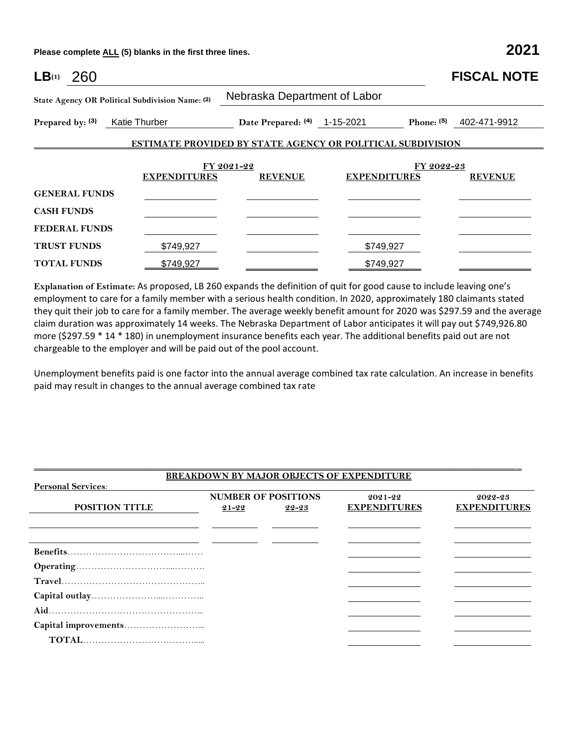Please complete ALL (5) blanks in the first three lines. **2021**

**LB**(1) 260 **FISCAL NOTE**

**State Agency OR Political Subdivision Name: (2)** Nebraska Department of Labor

**Prepared by: (3)** Katie Thurber **Date Prepared: (4)** 1-15-2021 **Phone: (5)** 402-471-9912

**ESTIMATE PROVIDED BY STATE AGENCY OR POLITICAL SUBDIVISION**

| | FY 2021-22 | | FY 2022-23 | |
|---|---|---|---|---|
| | **EXPENDITURES** | **REVENUE** | **EXPENDITURES** | **REVENUE** |
| **GENERAL FUNDS** | | | | |
| **CASH FUNDS** | | | | |
| **FEDERAL FUNDS** | | | | |
| **TRUST FUNDS** | $749,927 | | $749,927 | |
| **TOTAL FUNDS** | $749,927 | | $749,927 | |

**Explanation of Estimate:** As proposed, LB 260 expands the definition of quit for good cause to include leaving one's employment to care for a family member with a serious health condition. In 2020, approximately 180 claimants stated they quit their job to care for a family member. The average weekly benefit amount for 2020 was $297.59 and the average claim duration was approximately 14 weeks. The Nebraska Department of Labor anticipates it will pay out $749,926.80 more ($297.59 * 14 * 180) in unemployment insurance benefits each year. The additional benefits paid out are not chargeable to the employer and will be paid out of the pool account.

Unemployment benefits paid is one factor into the annual average combined tax rate calculation. An increase in benefits paid may result in changes to the annual average combined tax rate

**BREAKDOWN BY MAJOR OBJECTS OF EXPENDITURE**

**Personal Services:**

| POSITION TITLE | NUMBER OF POSITIONS 21-22 | NUMBER OF POSITIONS 22-23 | 2021-22 EXPENDITURES | 2022-23 EXPENDITURES |
|---|---|---|---|---|
| | | | | |
| | | | | |
| **Benefits** | | | | |
| **Operating** | | | | |
| **Travel** | | | | |
| **Capital outlay** | | | | |
| **Aid** | | | | |
| **Capital improvements** | | | | |
| **TOTAL** | | | | |